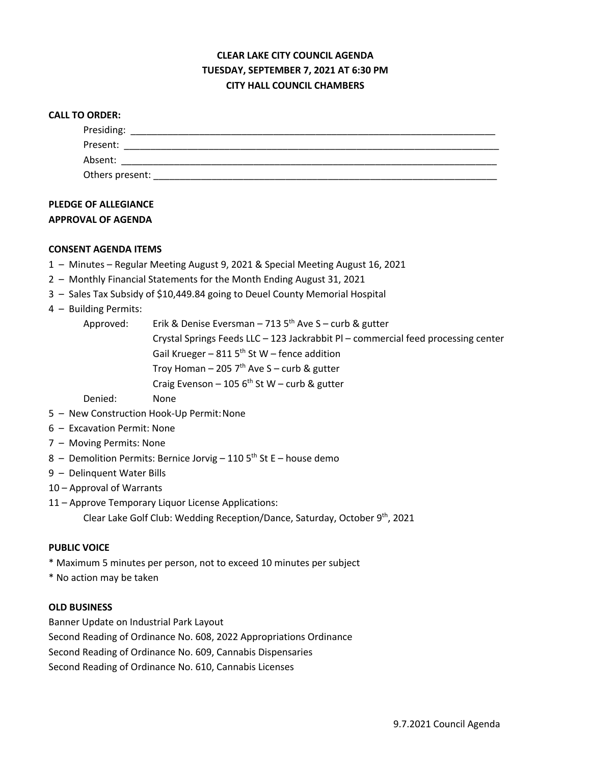**CLEAR LAKE CITY COUNCIL AGENDA**
**TUESDAY, SEPTEMBER 7, 2021 AT 6:30 PM**
**CITY HALL COUNCIL CHAMBERS**

**CALL TO ORDER:**

Presiding: ______________________________________

Present: ______________________________________

Absent: ______________________________________

Others present: ______________________________________

**PLEDGE OF ALLEGIANCE**

**APPROVAL OF AGENDA**

**CONSENT AGENDA ITEMS**

1 – Minutes – Regular Meeting August 9, 2021 & Special Meeting August 16, 2021
2 – Monthly Financial Statements for the Month Ending August 31, 2021
3 – Sales Tax Subsidy of $10,449.84 going to Deuel County Memorial Hospital
4 – Building Permits:
  Approved: Erik & Denise Eversman – 713 5th Ave S – curb & gutter
  Crystal Springs Feeds LLC – 123 Jackrabbit Pl – commercial feed processing center
  Gail Krueger – 811 5th St W – fence addition
  Troy Homan – 205 7th Ave S – curb & gutter
  Craig Evenson – 105 6th St W – curb & gutter
  Denied: None
5 – New Construction Hook-Up Permit: None
6 – Excavation Permit: None
7 – Moving Permits: None
8 – Demolition Permits: Bernice Jorvig – 110 5th St E – house demo
9 – Delinquent Water Bills
10 – Approval of Warrants
11 – Approve Temporary Liquor License Applications:
  Clear Lake Golf Club: Wedding Reception/Dance, Saturday, October 9th, 2021

**PUBLIC VOICE**

* Maximum 5 minutes per person, not to exceed 10 minutes per subject
* No action may be taken

**OLD BUSINESS**

Banner Update on Industrial Park Layout
Second Reading of Ordinance No. 608, 2022 Appropriations Ordinance
Second Reading of Ordinance No. 609, Cannabis Dispensaries
Second Reading of Ordinance No. 610, Cannabis Licenses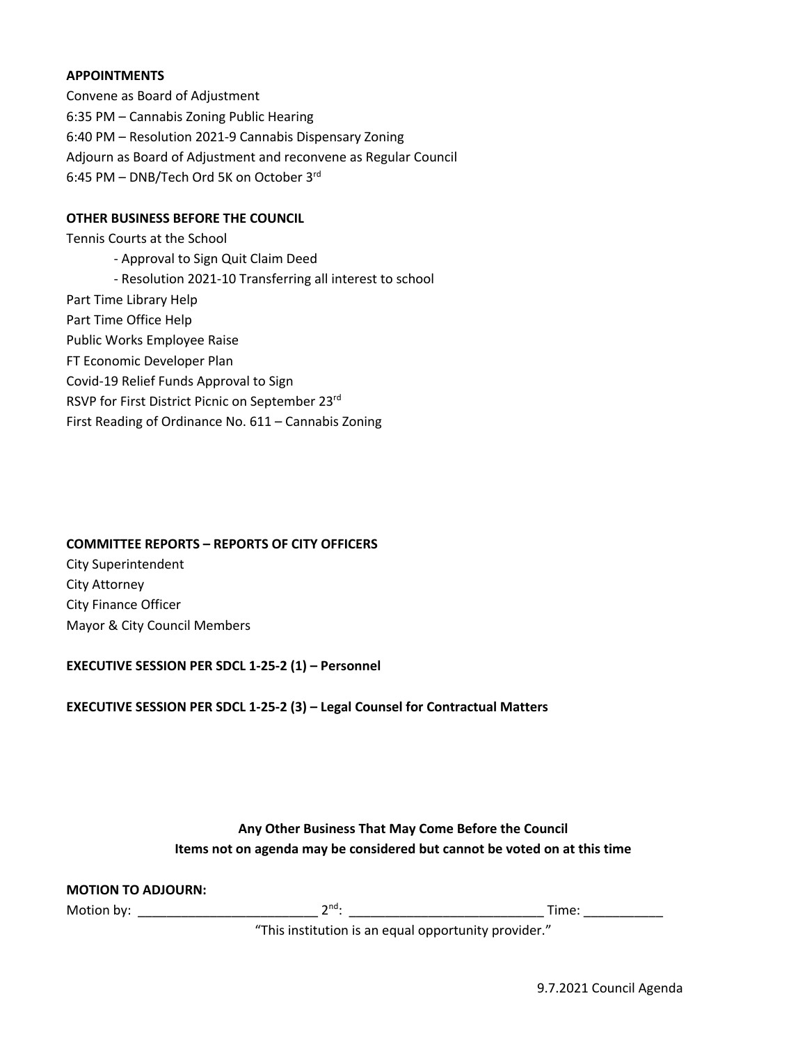**APPOINTMENTS**

Convene as Board of Adjustment

6:35 PM – Cannabis Zoning Public Hearing

6:40 PM – Resolution 2021-9 Cannabis Dispensary Zoning

Adjourn as Board of Adjustment and reconvene as Regular Council

6:45 PM – DNB/Tech Ord 5K on October 3rd

**OTHER BUSINESS BEFORE THE COUNCIL**

Tennis Courts at the School

- Approval to Sign Quit Claim Deed
- Resolution 2021-10 Transferring all interest to school

Part Time Library Help

Part Time Office Help

Public Works Employee Raise

FT Economic Developer Plan

Covid-19 Relief Funds Approval to Sign

RSVP for First District Picnic on September 23rd

First Reading of Ordinance No. 611 – Cannabis Zoning

**COMMITTEE REPORTS – REPORTS OF CITY OFFICERS**

City Superintendent

City Attorney

City Finance Officer

Mayor & City Council Members

**EXECUTIVE SESSION PER SDCL 1-25-2 (1) – Personnel**

**EXECUTIVE SESSION PER SDCL 1-25-2 (3) – Legal Counsel for Contractual Matters**

**Any Other Business That May Come Before the Council**

**Items not on agenda may be considered but cannot be voted on at this time**

**MOTION TO ADJOURN:**

Motion by: _________________________ 2nd: ___________________________ Time: ___________

"This institution is an equal opportunity provider."

9.7.2021 Council Agenda